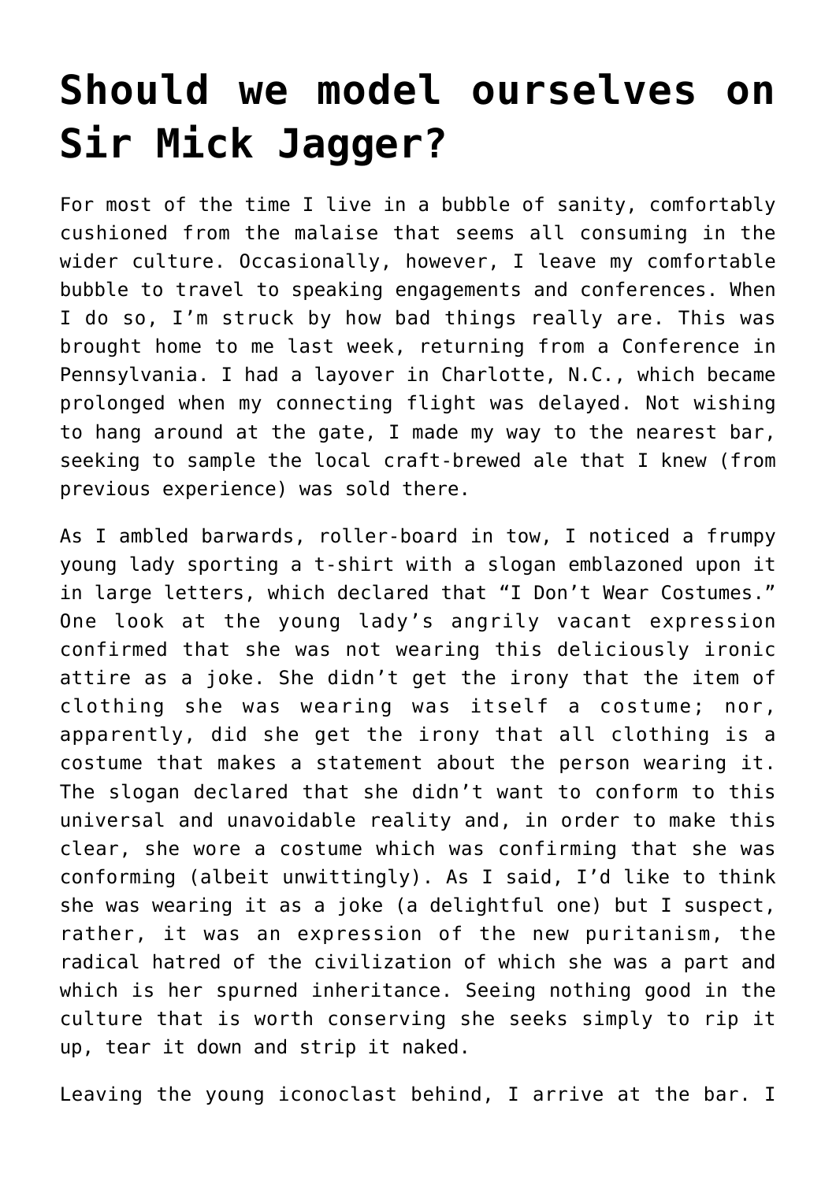# Should we model ourselves on Sir Mick Jagger?

For most of the time I live in a bubble of sanity, comfortably cushioned from the malaise that seems all consuming in the wider culture. Occasionally, however, I leave my comfortable bubble to travel to speaking engagements and conferences. When I do so, I'm struck by how bad things really are. This was brought home to me last week, returning from a Conference in Pennsylvania. I had a layover in Charlotte, N.C., which became prolonged when my connecting flight was delayed. Not wishing to hang around at the gate, I made my way to the nearest bar, seeking to sample the local craft-brewed ale that I knew (from previous experience) was sold there.

As I ambled barwards, roller-board in tow, I noticed a frumpy young lady sporting a t-shirt with a slogan emblazoned upon it in large letters, which declared that "I Don't Wear Costumes." One look at the young lady's angrily vacant expression confirmed that she was not wearing this deliciously ironic attire as a joke. She didn't get the irony that the item of clothing she was wearing was itself a costume; nor, apparently, did she get the irony that all clothing is a costume that makes a statement about the person wearing it. The slogan declared that she didn't want to conform to this universal and unavoidable reality and, in order to make this clear, she wore a costume which was confirming that she was conforming (albeit unwittingly). As I said, I'd like to think she was wearing it as a joke (a delightful one) but I suspect, rather, it was an expression of the new puritanism, the radical hatred of the civilization of which she was a part and which is her spurned inheritance. Seeing nothing good in the culture that is worth conserving she seeks simply to rip it up, tear it down and strip it naked.

Leaving the young iconoclast behind, I arrive at the bar. I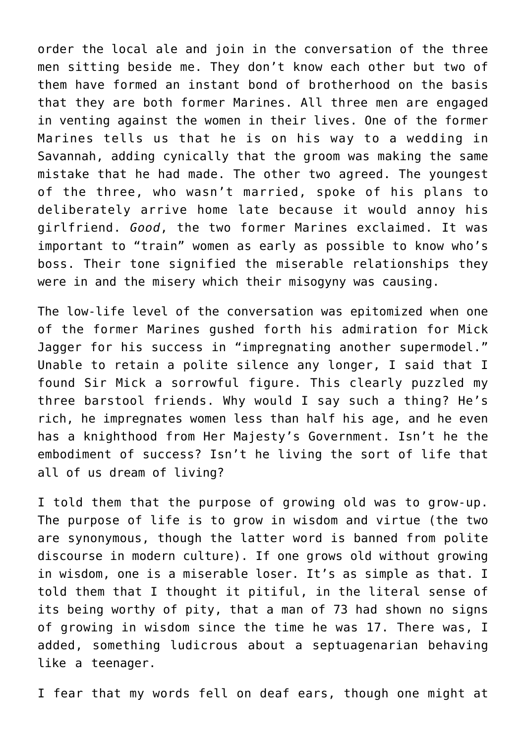order the local ale and join in the conversation of the three men sitting beside me. They don't know each other but two of them have formed an instant bond of brotherhood on the basis that they are both former Marines. All three men are engaged in venting against the women in their lives. One of the former Marines tells us that he is on his way to a wedding in Savannah, adding cynically that the groom was making the same mistake that he had made. The other two agreed. The youngest of the three, who wasn't married, spoke of his plans to deliberately arrive home late because it would annoy his girlfriend. *Good*, the two former Marines exclaimed. It was important to "train" women as early as possible to know who's boss. Their tone signified the miserable relationships they were in and the misery which their misogyny was causing.

The low-life level of the conversation was epitomized when one of the former Marines gushed forth his admiration for Mick Jagger for his success in "impregnating another supermodel." Unable to retain a polite silence any longer, I said that I found Sir Mick a sorrowful figure. This clearly puzzled my three barstool friends. Why would I say such a thing? He's rich, he impregnates women less than half his age, and he even has a knighthood from Her Majesty's Government. Isn't he the embodiment of success? Isn't he living the sort of life that all of us dream of living?

I told them that the purpose of growing old was to grow-up. The purpose of life is to grow in wisdom and virtue (the two are synonymous, though the latter word is banned from polite discourse in modern culture). If one grows old without growing in wisdom, one is a miserable loser. It's as simple as that. I told them that I thought it pitiful, in the literal sense of its being worthy of pity, that a man of 73 had shown no signs of growing in wisdom since the time he was 17. There was, I added, something ludicrous about a septuagenarian behaving like a teenager.

I fear that my words fell on deaf ears, though one might at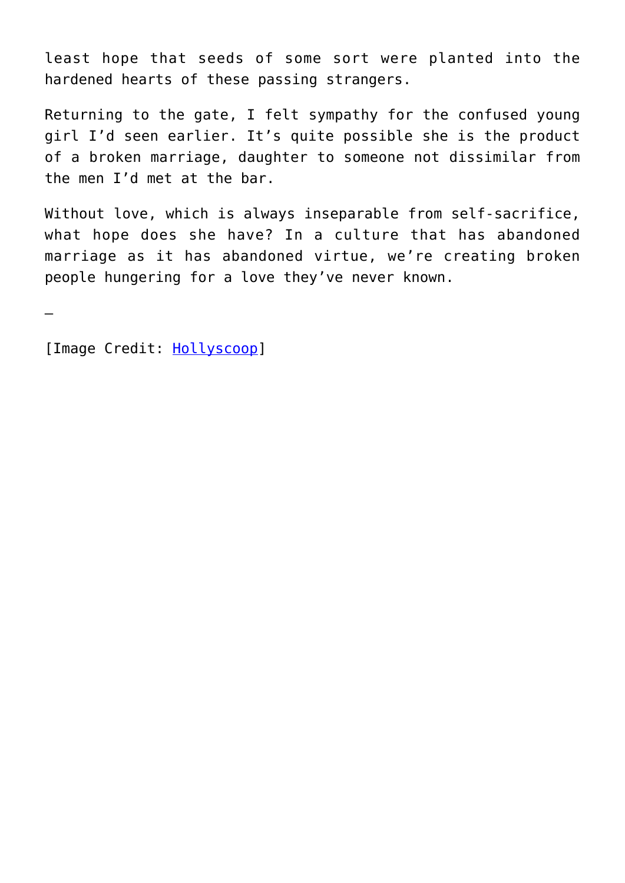least hope that seeds of some sort were planted into the hardened hearts of these passing strangers.

Returning to the gate, I felt sympathy for the confused young girl I'd seen earlier. It's quite possible she is the product of a broken marriage, daughter to someone not dissimilar from the men I'd met at the bar.

Without love, which is always inseparable from self-sacrifice, what hope does she have? In a culture that has abandoned marriage as it has abandoned virtue, we're creating broken people hungering for a love they've never known.

—

[Image Credit: Hollyscoop]